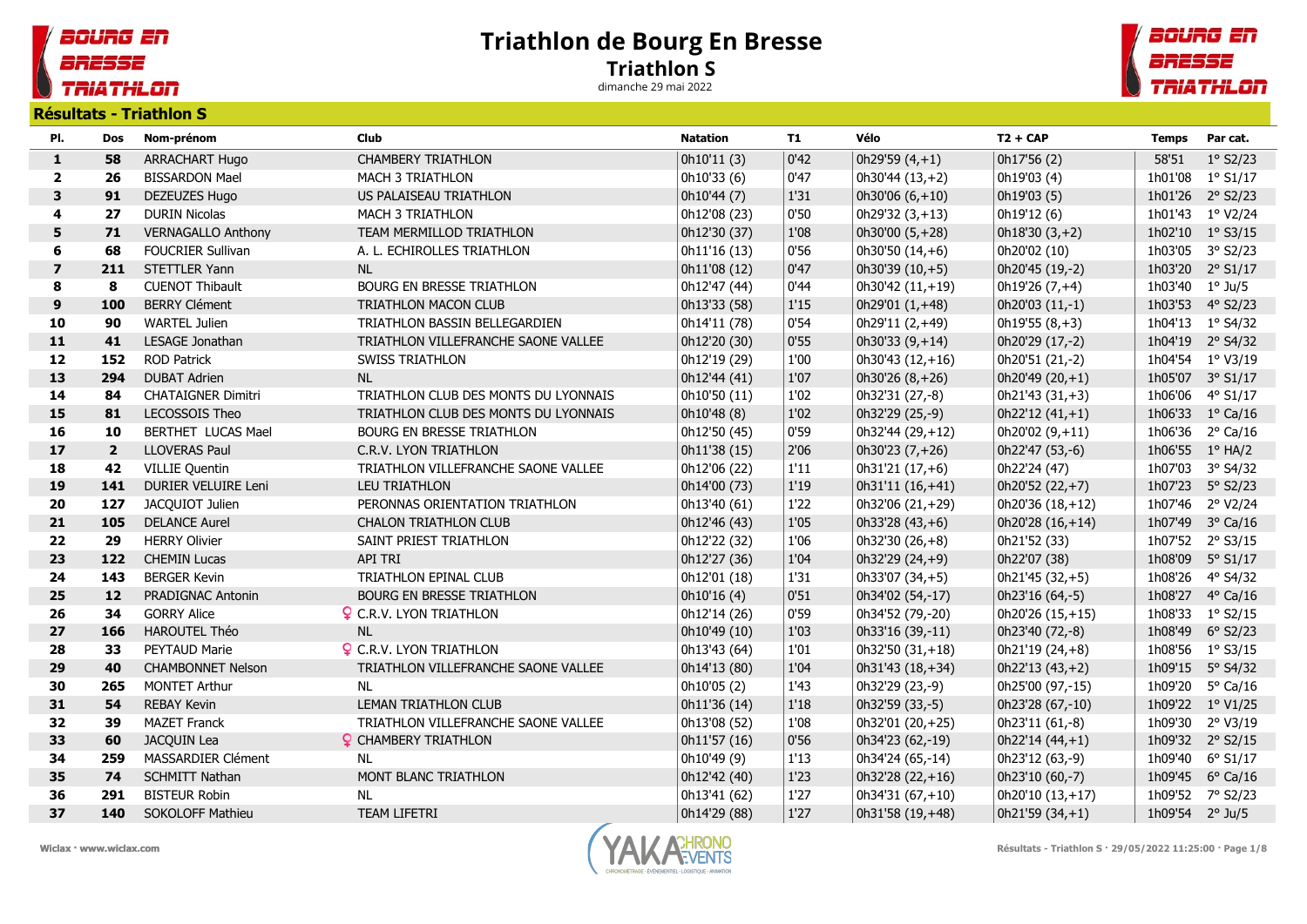# Triathlon de Bourg En Bresse

## Triathlon S

dimanche 29 mai 2022

### Résultats - Triathlon S

| Pl. | Dos | Nom-prénom | Club | Natation | T1 | Vélo | T2 + CAP | Temps | Par cat. |
|---|---|---|---|---|---|---|---|---|---|
| 1 | 58 | ARRACHART Hugo | CHAMBERY TRIATHLON | 0h10'11 (3) | 0'42 | 0h29'59 (4,+1) | 0h17'56 (2) | 58'51 | 1° S2/23 |
| 2 | 26 | BISSARDON Mael | MACH 3 TRIATHLON | 0h10'33 (6) | 0'47 | 0h30'44 (13,+2) | 0h19'03 (4) | 1h01'08 | 1° S1/17 |
| 3 | 91 | DEZEUZES Hugo | US PALAISEAU TRIATHLON | 0h10'44 (7) | 1'31 | 0h30'06 (6,+10) | 0h19'03 (5) | 1h01'26 | 2° S2/23 |
| 4 | 27 | DURIN Nicolas | MACH 3 TRIATHLON | 0h12'08 (23) | 0'50 | 0h29'32 (3,+13) | 0h19'12 (6) | 1h01'43 | 1° V2/24 |
| 5 | 71 | VERNAGALLO Anthony | TEAM MERMILLOD TRIATHLON | 0h12'30 (37) | 1'08 | 0h30'00 (5,+28) | 0h18'30 (3,+2) | 1h02'10 | 1° S3/15 |
| 6 | 68 | FOUCRIER Sullivan | A. L. ECHIROLLES TRIATHLON | 0h11'16 (13) | 0'56 | 0h30'50 (14,+6) | 0h20'02 (10) | 1h03'05 | 3° S2/23 |
| 7 | 211 | STETTLER Yann | NL | 0h11'08 (12) | 0'47 | 0h30'39 (10,+5) | 0h20'45 (19,-2) | 1h03'20 | 2° S1/17 |
| 8 | 8 | CUENOT Thibault | BOURG EN BRESSE TRIATHLON | 0h12'47 (44) | 0'44 | 0h30'42 (11,+19) | 0h19'26 (7,+4) | 1h03'40 | 1° Ju/5 |
| 9 | 100 | BERRY Clément | TRIATHLON MACON CLUB | 0h13'33 (58) | 1'15 | 0h29'01 (1,+48) | 0h20'03 (11,-1) | 1h03'53 | 4° S2/23 |
| 10 | 90 | WARTEL Julien | TRIATHLON BASSIN BELLEGARDIEN | 0h14'11 (78) | 0'54 | 0h29'11 (2,+49) | 0h19'55 (8,+3) | 1h04'13 | 1° S4/32 |
| 11 | 41 | LESAGE Jonathan | TRIATHLON VILLEFRANCHE SAONE VALLEE | 0h12'20 (30) | 0'55 | 0h30'33 (9,+14) | 0h20'29 (17,-2) | 1h04'19 | 2° S4/32 |
| 12 | 152 | ROD Patrick | SWISS TRIATHLON | 0h12'19 (29) | 1'00 | 0h30'43 (12,+16) | 0h20'51 (21,-2) | 1h04'54 | 1° V3/19 |
| 13 | 294 | DUBAT Adrien | NL | 0h12'44 (41) | 1'07 | 0h30'26 (8,+26) | 0h20'49 (20,+1) | 1h05'07 | 3° S1/17 |
| 14 | 84 | CHATAIGNER Dimitri | TRIATHLON CLUB DES MONTS DU LYONNAIS | 0h10'50 (11) | 1'02 | 0h32'31 (27,-8) | 0h21'43 (31,+3) | 1h06'06 | 4° S1/17 |
| 15 | 81 | LECOSSOIS Theo | TRIATHLON CLUB DES MONTS DU LYONNAIS | 0h10'48 (8) | 1'02 | 0h32'29 (25,-9) | 0h22'12 (41,+1) | 1h06'33 | 1° Ca/16 |
| 16 | 10 | BERTHET LUCAS Mael | BOURG EN BRESSE TRIATHLON | 0h12'50 (45) | 0'59 | 0h32'44 (29,+12) | 0h20'02 (9,+11) | 1h06'36 | 2° Ca/16 |
| 17 | 2 | LLOVERAS Paul | C.R.V. LYON TRIATHLON | 0h11'38 (15) | 2'06 | 0h30'23 (7,+26) | 0h22'47 (53,-6) | 1h06'55 | 1° HA/2 |
| 18 | 42 | VILLIE Quentin | TRIATHLON VILLEFRANCHE SAONE VALLEE | 0h12'06 (22) | 1'11 | 0h31'21 (17,+6) | 0h22'24 (47) | 1h07'03 | 3° S4/32 |
| 19 | 141 | DURIER VELUIRE Leni | LEU TRIATHLON | 0h14'00 (73) | 1'19 | 0h31'11 (16,+41) | 0h20'52 (22,+7) | 1h07'23 | 5° S2/23 |
| 20 | 127 | JACQUIOT Julien | PERONNAS ORIENTATION TRIATHLON | 0h13'40 (61) | 1'22 | 0h32'06 (21,+29) | 0h20'36 (18,+12) | 1h07'46 | 2° V2/24 |
| 21 | 105 | DELANCE Aurel | CHALON TRIATHLON CLUB | 0h12'46 (43) | 1'05 | 0h33'28 (43,+6) | 0h20'28 (16,+14) | 1h07'49 | 3° Ca/16 |
| 22 | 29 | HERRY Olivier | SAINT PRIEST TRIATHLON | 0h12'22 (32) | 1'06 | 0h32'30 (26,+8) | 0h21'52 (33) | 1h07'52 | 2° S3/15 |
| 23 | 122 | CHEMIN Lucas | API TRI | 0h12'27 (36) | 1'04 | 0h32'29 (24,+9) | 0h22'07 (38) | 1h08'09 | 5° S1/17 |
| 24 | 143 | BERGER Kevin | TRIATHLON EPINAL CLUB | 0h12'01 (18) | 1'31 | 0h33'07 (34,+5) | 0h21'45 (32,+5) | 1h08'26 | 4° S4/32 |
| 25 | 12 | PRADIGNAC Antonin | BOURG EN BRESSE TRIATHLON | 0h10'16 (4) | 0'51 | 0h34'02 (54,-17) | 0h23'16 (64,-5) | 1h08'27 | 4° Ca/16 |
| 26 | 34 | GORRY Alice | ♀ C.R.V. LYON TRIATHLON | 0h12'14 (26) | 0'59 | 0h34'52 (79,-20) | 0h20'26 (15,+15) | 1h08'33 | 1° S2/15 |
| 27 | 166 | HAROUTEL Théo | NL | 0h10'49 (10) | 1'03 | 0h33'16 (39,-11) | 0h23'40 (72,-8) | 1h08'49 | 6° S2/23 |
| 28 | 33 | PEYTAUD Marie | ♀ C.R.V. LYON TRIATHLON | 0h13'43 (64) | 1'01 | 0h32'50 (31,+18) | 0h21'19 (24,+8) | 1h08'56 | 1° S3/15 |
| 29 | 40 | CHAMBONNET Nelson | TRIATHLON VILLEFRANCHE SAONE VALLEE | 0h14'13 (80) | 1'04 | 0h31'43 (18,+34) | 0h22'13 (43,+2) | 1h09'15 | 5° S4/32 |
| 30 | 265 | MONTET Arthur | NL | 0h10'05 (2) | 1'43 | 0h32'29 (23,-9) | 0h25'00 (97,-15) | 1h09'20 | 5° Ca/16 |
| 31 | 54 | REBAY Kevin | LEMAN TRIATHLON CLUB | 0h11'36 (14) | 1'18 | 0h32'59 (33,-5) | 0h23'28 (67,-10) | 1h09'22 | 1° V1/25 |
| 32 | 39 | MAZET Franck | TRIATHLON VILLEFRANCHE SAONE VALLEE | 0h13'08 (52) | 1'08 | 0h32'01 (20,+25) | 0h23'11 (61,-8) | 1h09'30 | 2° V3/19 |
| 33 | 60 | JACQUIN Lea | ♀ CHAMBERY TRIATHLON | 0h11'57 (16) | 0'56 | 0h34'23 (62,-19) | 0h22'14 (44,+1) | 1h09'32 | 2° S2/15 |
| 34 | 259 | MASSARDIER Clément | NL | 0h10'49 (9) | 1'13 | 0h34'24 (65,-14) | 0h23'12 (63,-9) | 1h09'40 | 6° S1/17 |
| 35 | 74 | SCHMITT Nathan | MONT BLANC TRIATHLON | 0h12'42 (40) | 1'23 | 0h32'28 (22,+16) | 0h23'10 (60,-7) | 1h09'45 | 6° Ca/16 |
| 36 | 291 | BISTEUR Robin | NL | 0h13'41 (62) | 1'27 | 0h34'31 (67,+10) | 0h20'10 (13,+17) | 1h09'52 | 7° S2/23 |
| 37 | 140 | SOKOLOFF Mathieu | TEAM LIFETRI | 0h14'29 (88) | 1'27 | 0h31'58 (19,+48) | 0h21'59 (34,+1) | 1h09'54 | 2° Ju/5 |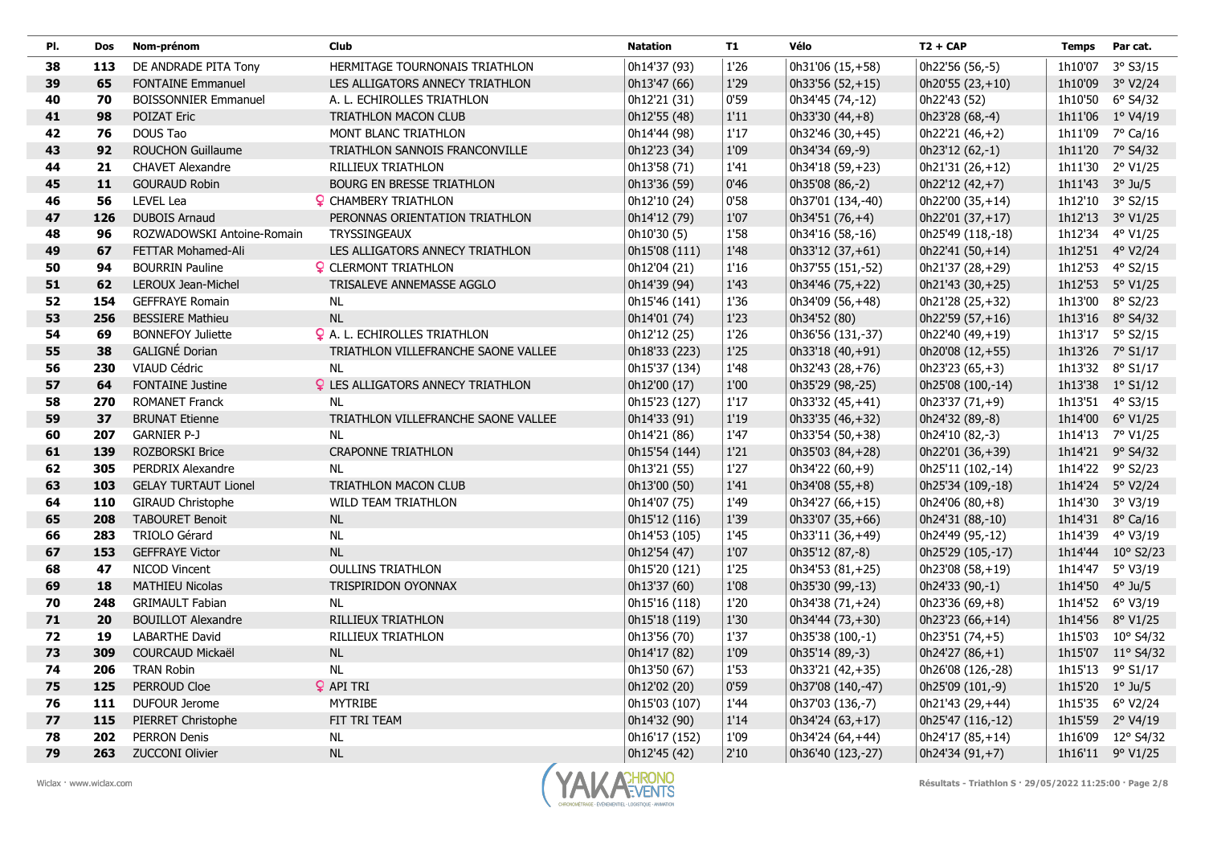| Pl. | Dos | Nom-prénom | Club | Natation | T1 | Vélo | T2 + CAP | Temps | Par cat. |
|---|---|---|---|---|---|---|---|---|---|
| 38 | 113 | DE ANDRADE PITA Tony | HERMITAGE TOURNONAIS TRIATHLON | 0h14'37 (93) | 1'26 | 0h31'06 (15,+58) | 0h22'56 (56,-5) | 1h10'07 | 3° S3/15 |
| 39 | 65 | FONTAINE Emmanuel | LES ALLIGATORS ANNECY TRIATHLON | 0h13'47 (66) | 1'29 | 0h33'56 (52,+15) | 0h20'55 (23,+10) | 1h10'09 | 3° V2/24 |
| 40 | 70 | BOISSONNIER Emmanuel | A. L. ECHIROLLES TRIATHLON | 0h12'21 (31) | 0'59 | 0h34'45 (74,-12) | 0h22'43 (52) | 1h10'50 | 6° S4/32 |
| 41 | 98 | POIZAT Eric | TRIATHLON MACON CLUB | 0h12'55 (48) | 1'11 | 0h33'30 (44,+8) | 0h23'28 (68,-4) | 1h11'06 | 1° V4/19 |
| 42 | 76 | DOUS Tao | MONT BLANC TRIATHLON | 0h14'44 (98) | 1'17 | 0h32'46 (30,+45) | 0h22'21 (46,+2) | 1h11'09 | 7° Ca/16 |
| 43 | 92 | ROUCHON Guillaume | TRIATHLON SANNOIS FRANCONVILLE | 0h12'23 (34) | 1'09 | 0h34'34 (69,-9) | 0h23'12 (62,-1) | 1h11'20 | 7° S4/32 |
| 44 | 21 | CHAVET Alexandre | RILLIEUX TRIATHLON | 0h13'58 (71) | 1'41 | 0h34'18 (59,+23) | 0h21'31 (26,+12) | 1h11'30 | 2° V1/25 |
| 45 | 11 | GOURAUD Robin | BOURG EN BRESSE TRIATHLON | 0h13'36 (59) | 0'46 | 0h35'08 (86,-2) | 0h22'12 (42,+7) | 1h11'43 | 3° Ju/5 |
| 46 | 56 | LEVEL Lea | ♀ CHAMBERY TRIATHLON | 0h12'10 (24) | 0'58 | 0h37'01 (134,-40) | 0h22'00 (35,+14) | 1h12'10 | 3° S2/15 |
| 47 | 126 | DUBOIS Arnaud | PERONNAS ORIENTATION TRIATHLON | 0h14'12 (79) | 1'07 | 0h34'51 (76,+4) | 0h22'01 (37,+17) | 1h12'13 | 3° V1/25 |
| 48 | 96 | ROZWADOWSKI Antoine-Romain | TRYSSINGEAUX | 0h10'30 (5) | 1'58 | 0h34'16 (58,-16) | 0h25'49 (118,-18) | 1h12'34 | 4° V1/25 |
| 49 | 67 | FETTAR Mohamed-Ali | LES ALLIGATORS ANNECY TRIATHLON | 0h15'08 (111) | 1'48 | 0h33'12 (37,+61) | 0h22'41 (50,+14) | 1h12'51 | 4° V2/24 |
| 50 | 94 | BOURRIN Pauline | ♀ CLERMONT TRIATHLON | 0h12'04 (21) | 1'16 | 0h37'55 (151,-52) | 0h21'37 (28,+29) | 1h12'53 | 4° S2/15 |
| 51 | 62 | LEROUX Jean-Michel | TRISALEVE ANNEMASSE AGGLO | 0h14'39 (94) | 1'43 | 0h34'46 (75,+22) | 0h21'43 (30,+25) | 1h12'53 | 5° V1/25 |
| 52 | 154 | GEFFRAYE Romain | NL | 0h15'46 (141) | 1'36 | 0h34'09 (56,+48) | 0h21'28 (25,+32) | 1h13'00 | 8° S2/23 |
| 53 | 256 | BESSIERE Mathieu | NL | 0h14'01 (74) | 1'23 | 0h34'52 (80) | 0h22'59 (57,+16) | 1h13'16 | 8° S4/32 |
| 54 | 69 | BONNEFOY Juliette | ♀ A. L. ECHIROLLES TRIATHLON | 0h12'12 (25) | 1'26 | 0h36'56 (131,-37) | 0h22'40 (49,+19) | 1h13'17 | 5° S2/15 |
| 55 | 38 | GALIGNÉ Dorian | TRIATHLON VILLEFRANCHE SAONE VALLEE | 0h18'33 (223) | 1'25 | 0h33'18 (40,+91) | 0h20'08 (12,+55) | 1h13'26 | 7° S1/17 |
| 56 | 230 | VIAUD Cédric | NL | 0h15'37 (134) | 1'48 | 0h32'43 (28,+76) | 0h23'23 (65,+3) | 1h13'32 | 8° S1/17 |
| 57 | 64 | FONTAINE Justine | ♀ LES ALLIGATORS ANNECY TRIATHLON | 0h12'00 (17) | 1'00 | 0h35'29 (98,-25) | 0h25'08 (100,-14) | 1h13'38 | 1° S1/12 |
| 58 | 270 | ROMANET Franck | NL | 0h15'23 (127) | 1'17 | 0h33'32 (45,+41) | 0h23'37 (71,+9) | 1h13'51 | 4° S3/15 |
| 59 | 37 | BRUNAT Etienne | TRIATHLON VILLEFRANCHE SAONE VALLEE | 0h14'33 (91) | 1'19 | 0h33'35 (46,+32) | 0h24'32 (89,-8) | 1h14'00 | 6° V1/25 |
| 60 | 207 | GARNIER P-J | NL | 0h14'21 (86) | 1'47 | 0h33'54 (50,+38) | 0h24'10 (82,-3) | 1h14'13 | 7° V1/25 |
| 61 | 139 | ROZBORSKI Brice | CRAPONNE TRIATHLON | 0h15'54 (144) | 1'21 | 0h35'03 (84,+28) | 0h22'01 (36,+39) | 1h14'21 | 9° S4/32 |
| 62 | 305 | PERDRIX Alexandre | NL | 0h13'21 (55) | 1'27 | 0h34'22 (60,+9) | 0h25'11 (102,-14) | 1h14'22 | 9° S2/23 |
| 63 | 103 | GELAY TURTAUT Lionel | TRIATHLON MACON CLUB | 0h13'00 (50) | 1'41 | 0h34'08 (55,+8) | 0h25'34 (109,-18) | 1h14'24 | 5° V2/24 |
| 64 | 110 | GIRAUD Christophe | WILD TEAM TRIATHLON | 0h14'07 (75) | 1'49 | 0h34'27 (66,+15) | 0h24'06 (80,+8) | 1h14'30 | 3° V3/19 |
| 65 | 208 | TABOURET Benoit | NL | 0h15'12 (116) | 1'39 | 0h33'07 (35,+66) | 0h24'31 (88,-10) | 1h14'31 | 8° Ca/16 |
| 66 | 283 | TRIOLO Gérard | NL | 0h14'53 (105) | 1'45 | 0h33'11 (36,+49) | 0h24'49 (95,-12) | 1h14'39 | 4° V3/19 |
| 67 | 153 | GEFFRAYE Victor | NL | 0h12'54 (47) | 1'07 | 0h35'12 (87,-8) | 0h25'29 (105,-17) | 1h14'44 | 10° S2/23 |
| 68 | 47 | NICOD Vincent | OULLINS TRIATHLON | 0h15'20 (121) | 1'25 | 0h34'53 (81,+25) | 0h23'08 (58,+19) | 1h14'47 | 5° V3/19 |
| 69 | 18 | MATHIEU Nicolas | TRISPIRIDON OYONNAX | 0h13'37 (60) | 1'08 | 0h35'30 (99,-13) | 0h24'33 (90,-1) | 1h14'50 | 4° Ju/5 |
| 70 | 248 | GRIMAULT Fabian | NL | 0h15'16 (118) | 1'20 | 0h34'38 (71,+24) | 0h23'36 (69,+8) | 1h14'52 | 6° V3/19 |
| 71 | 20 | BOUILLOT Alexandre | RILLIEUX TRIATHLON | 0h15'18 (119) | 1'30 | 0h34'44 (73,+30) | 0h23'23 (66,+14) | 1h14'56 | 8° V1/25 |
| 72 | 19 | LABARTHE David | RILLIEUX TRIATHLON | 0h13'56 (70) | 1'37 | 0h35'38 (100,-1) | 0h23'51 (74,+5) | 1h15'03 | 10° S4/32 |
| 73 | 309 | COURCAUD Mickaël | NL | 0h14'17 (82) | 1'09 | 0h35'14 (89,-3) | 0h24'27 (86,+1) | 1h15'07 | 11° S4/32 |
| 74 | 206 | TRAN Robin | NL | 0h13'50 (67) | 1'53 | 0h33'21 (42,+35) | 0h26'08 (126,-28) | 1h15'13 | 9° S1/17 |
| 75 | 125 | PERROUD Cloe | ♀ API TRI | 0h12'02 (20) | 0'59 | 0h37'08 (140,-47) | 0h25'09 (101,-9) | 1h15'20 | 1° Ju/5 |
| 76 | 111 | DUFOUR Jerome | MYTRIBE | 0h15'03 (107) | 1'44 | 0h37'03 (136,-7) | 0h21'43 (29,+44) | 1h15'35 | 6° V2/24 |
| 77 | 115 | PIERRET Christophe | FIT TRI TEAM | 0h14'32 (90) | 1'14 | 0h34'24 (63,+17) | 0h25'47 (116,-12) | 1h15'59 | 2° V4/19 |
| 78 | 202 | PERRON Denis | NL | 0h16'17 (152) | 1'09 | 0h34'24 (64,+44) | 0h24'17 (85,+14) | 1h16'09 | 12° S4/32 |
| 79 | 263 | ZUCCONI Olivier | NL | 0h12'45 (42) | 2'10 | 0h36'40 (123,-27) | 0h24'34 (91,+7) | 1h16'11 | 9° V1/25 |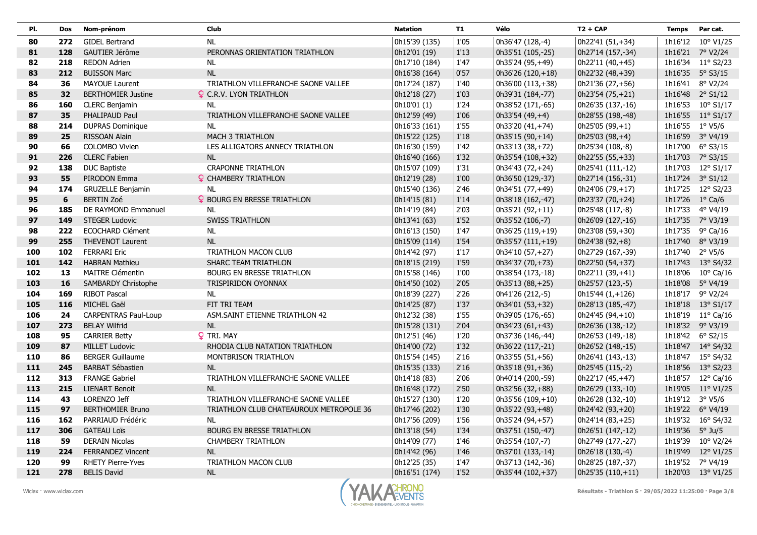| Pl. | Dos | Nom-prénom | Club | Natation | T1 | Vélo | T2 + CAP | Temps | Par cat. |
|---|---|---|---|---|---|---|---|---|---|
| 80 | 272 | GIDEL Bertrand | NL | 0h15'39 (135) | 1'05 | 0h36'47 (128,-4) | 0h22'41 (51,+34) | 1h16'12 | 10° V1/25 |
| 81 | 128 | GAUTIER Jérôme | PERONNAS ORIENTATION TRIATHLON | 0h12'01 (19) | 1'13 | 0h35'51 (105,-25) | 0h27'14 (157,-34) | 1h16'21 | 7° V2/24 |
| 82 | 218 | REDON Adrien | NL | 0h17'10 (184) | 1'47 | 0h35'24 (95,+49) | 0h22'11 (40,+45) | 1h16'34 | 11° S2/23 |
| 83 | 212 | BUISSON Marc | NL | 0h16'38 (164) | 0'57 | 0h36'26 (120,+18) | 0h22'32 (48,+39) | 1h16'35 | 5° S3/15 |
| 84 | 36 | MAYOUE Laurent | TRIATHLON VILLEFRANCHE SAONE VALLEE | 0h17'24 (187) | 1'40 | 0h36'00 (113,+38) | 0h21'36 (27,+56) | 1h16'41 | 8° V2/24 |
| 85 | 32 | BERTHOMIER Justine | ♀ C.R.V. LYON TRIATHLON | 0h12'18 (27) | 1'03 | 0h39'31 (184,-77) | 0h23'54 (75,+21) | 1h16'48 | 2° S1/12 |
| 86 | 160 | CLERC Benjamin | NL | 0h10'01 (1) | 1'24 | 0h38'52 (171,-65) | 0h26'35 (137,-16) | 1h16'53 | 10° S1/17 |
| 87 | 35 | PHALIPAUD Paul | TRIATHLON VILLEFRANCHE SAONE VALLEE | 0h12'59 (49) | 1'06 | 0h33'54 (49,+4) | 0h28'55 (198,-48) | 1h16'55 | 11° S1/17 |
| 88 | 214 | DUPRAS Dominique | NL | 0h16'33 (161) | 1'55 | 0h33'20 (41,+74) | 0h25'05 (99,+1) | 1h16'55 | 1° V5/6 |
| 89 | 25 | RISSOAN Alain | MACH 3 TRIATHLON | 0h15'22 (125) | 1'18 | 0h35'15 (90,+14) | 0h25'03 (98,+4) | 1h16'59 | 3° V4/19 |
| 90 | 66 | COLOMBO Vivien | LES ALLIGATORS ANNECY TRIATHLON | 0h16'30 (159) | 1'42 | 0h33'13 (38,+72) | 0h25'34 (108,-8) | 1h17'00 | 6° S3/15 |
| 91 | 226 | CLERC Fabien | NL | 0h16'40 (166) | 1'32 | 0h35'54 (108,+32) | 0h22'55 (55,+33) | 1h17'03 | 7° S3/15 |
| 92 | 138 | DUC Baptiste | CRAPONNE TRIATHLON | 0h15'07 (109) | 1'31 | 0h34'43 (72,+24) | 0h25'41 (111,-12) | 1h17'03 | 12° S1/17 |
| 93 | 55 | PIRODON Emma | ♀ CHAMBERY TRIATHLON | 0h12'19 (28) | 1'00 | 0h36'50 (129,-37) | 0h27'14 (156,-31) | 1h17'24 | 3° S1/12 |
| 94 | 174 | GRUZELLE Benjamin | NL | 0h15'40 (136) | 2'46 | 0h34'51 (77,+49) | 0h24'06 (79,+17) | 1h17'25 | 12° S2/23 |
| 95 | 6 | BERTIN Zoé | ♀ BOURG EN BRESSE TRIATHLON | 0h14'15 (81) | 1'14 | 0h38'18 (162,-47) | 0h23'37 (70,+24) | 1h17'26 | 1° Ca/6 |
| 96 | 185 | DE RAYMOND Emmanuel | NL | 0h14'19 (84) | 2'03 | 0h35'21 (92,+11) | 0h25'48 (117,-8) | 1h17'33 | 4° V4/19 |
| 97 | 149 | STEGER Ludovic | SWISS TRIATHLON | 0h13'41 (63) | 1'52 | 0h35'52 (106,-7) | 0h26'09 (127,-16) | 1h17'35 | 7° V3/19 |
| 98 | 222 | ECOCHARD Clément | NL | 0h16'13 (150) | 1'47 | 0h36'25 (119,+19) | 0h23'08 (59,+30) | 1h17'35 | 9° Ca/16 |
| 99 | 255 | THEVENOT Laurent | NL | 0h15'09 (114) | 1'54 | 0h35'57 (111,+19) | 0h24'38 (92,+8) | 1h17'40 | 8° V3/19 |
| 100 | 102 | FERRARI Eric | TRIATHLON MACON CLUB | 0h14'42 (97) | 1'17 | 0h34'10 (57,+27) | 0h27'29 (167,-39) | 1h17'40 | 2° V5/6 |
| 101 | 142 | HABRAN Mathieu | SHARC TEAM TRIATHLON | 0h18'15 (219) | 1'59 | 0h34'37 (70,+73) | 0h22'50 (54,+37) | 1h17'43 | 13° S4/32 |
| 102 | 13 | MAITRE Clémentin | BOURG EN BRESSE TRIATHLON | 0h15'58 (146) | 1'00 | 0h38'54 (173,-18) | 0h22'11 (39,+41) | 1h18'06 | 10° Ca/16 |
| 103 | 16 | SAMBARDY Christophe | TRISPIRIDON OYONNAX | 0h14'50 (102) | 2'05 | 0h35'13 (88,+25) | 0h25'57 (123,-5) | 1h18'08 | 5° V4/19 |
| 104 | 169 | RIBOT Pascal | NL | 0h18'39 (227) | 2'26 | 0h41'26 (212,-5) | 0h15'44 (1,+126) | 1h18'17 | 9° V2/24 |
| 105 | 116 | MICHEL Gaël | FIT TRI TEAM | 0h14'25 (87) | 1'37 | 0h34'01 (53,+32) | 0h28'13 (185,-47) | 1h18'18 | 13° S1/17 |
| 106 | 24 | CARPENTRAS Paul-Loup | ASM.SAINT ETIENNE TRIATHLON 42 | 0h12'32 (38) | 1'55 | 0h39'05 (176,-65) | 0h24'45 (94,+10) | 1h18'19 | 11° Ca/16 |
| 107 | 273 | BELAY Wilfrid | NL | 0h15'28 (131) | 2'04 | 0h34'23 (61,+43) | 0h26'36 (138,-12) | 1h18'32 | 9° V3/19 |
| 108 | 95 | CARRIER Betty | ♀ TRI. MAY | 0h12'51 (46) | 1'20 | 0h37'36 (146,-44) | 0h26'53 (149,-18) | 1h18'42 | 6° S2/15 |
| 109 | 87 | MILLET Ludovic | RHODIA CLUB NATATION TRIATHLON | 0h14'00 (72) | 1'32 | 0h36'22 (117,-21) | 0h26'52 (148,-15) | 1h18'47 | 14° S4/32 |
| 110 | 86 | BERGER Guillaume | MONTBRISON TRIATHLON | 0h15'54 (145) | 2'16 | 0h33'55 (51,+56) | 0h26'41 (143,-13) | 1h18'47 | 15° S4/32 |
| 111 | 245 | BARBAT Sébastien | NL | 0h15'35 (133) | 2'16 | 0h35'18 (91,+36) | 0h25'45 (115,-2) | 1h18'56 | 13° S2/23 |
| 112 | 313 | FRANGE Gabriel | TRIATHLON VILLEFRANCHE SAONE VALLEE | 0h14'18 (83) | 2'06 | 0h40'14 (200,-59) | 0h22'17 (45,+47) | 1h18'57 | 12° Ca/16 |
| 113 | 215 | LIENART Benoit | NL | 0h16'48 (172) | 2'50 | 0h32'56 (32,+88) | 0h26'29 (133,-10) | 1h19'05 | 11° V1/25 |
| 114 | 43 | LORENZO Jeff | TRIATHLON VILLEFRANCHE SAONE VALLEE | 0h15'27 (130) | 1'20 | 0h35'56 (109,+10) | 0h26'28 (132,-10) | 1h19'12 | 3° V5/6 |
| 115 | 97 | BERTHOMIER Bruno | TRIATHLON CLUB CHATEAUROUX METROPOLE 36 | 0h17'46 (202) | 1'30 | 0h35'22 (93,+48) | 0h24'42 (93,+20) | 1h19'22 | 6° V4/19 |
| 116 | 162 | PARRIAUD Frédéric | NL | 0h17'56 (209) | 1'56 | 0h35'24 (94,+57) | 0h24'14 (83,+25) | 1h19'32 | 16° S4/32 |
| 117 | 306 | GATEAU Loïs | BOURG EN BRESSE TRIATHLON | 0h13'18 (54) | 1'34 | 0h37'51 (150,-47) | 0h26'51 (147,-12) | 1h19'36 | 5° Ju/5 |
| 118 | 59 | DERAIN Nicolas | CHAMBERY TRIATHLON | 0h14'09 (77) | 1'46 | 0h35'54 (107,-7) | 0h27'49 (177,-27) | 1h19'39 | 10° V2/24 |
| 119 | 224 | FERRANDEZ Vincent | NL | 0h14'42 (96) | 1'46 | 0h37'01 (133,-14) | 0h26'18 (130,-4) | 1h19'49 | 12° V1/25 |
| 120 | 99 | RHETY Pierre-Yves | TRIATHLON MACON CLUB | 0h12'25 (35) | 1'47 | 0h37'13 (142,-36) | 0h28'25 (187,-37) | 1h19'52 | 7° V4/19 |
| 121 | 278 | BELIS David | NL | 0h16'51 (174) | 1'52 | 0h35'44 (102,+37) | 0h25'35 (110,+11) | 1h20'03 | 13° V1/25 |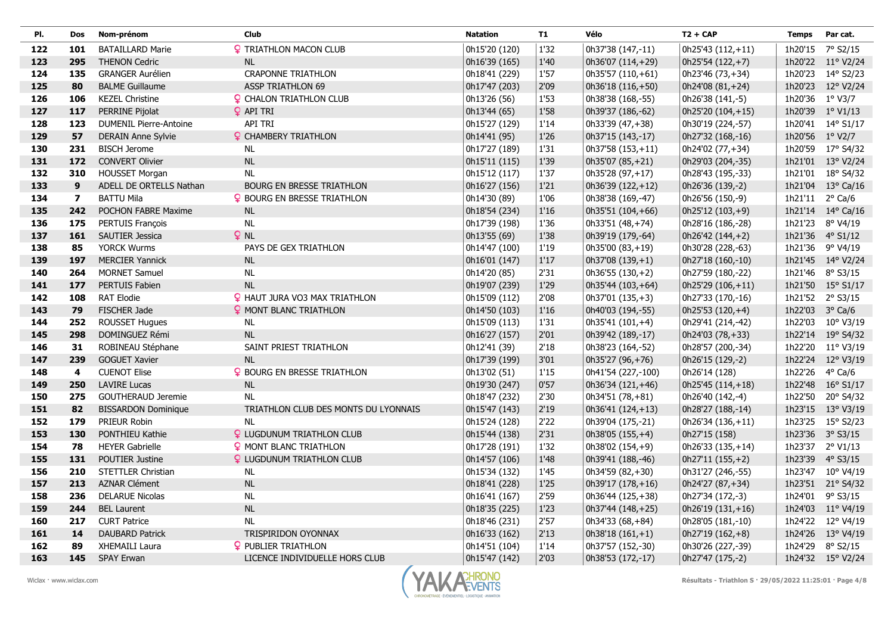| Pl. | Dos | Nom-prénom | Club | Natation | T1 | Vélo | T2 + CAP | Temps | Par cat. |
|---|---|---|---|---|---|---|---|---|---|
| 122 | 101 | BATAILLARD Marie | ♀ TRIATHLON MACON CLUB | 0h15'20 (120) | 1'32 | 0h37'38 (147,-11) | 0h25'43 (112,+11) | 1h20'15 | 7° S2/15 |
| 123 | 295 | THENON Cedric | NL | 0h16'39 (165) | 1'40 | 0h36'07 (114,+29) | 0h25'54 (122,+7) | 1h20'22 | 11° V2/24 |
| 124 | 135 | GRANGER Aurélien | CRAPONNE TRIATHLON | 0h18'41 (229) | 1'57 | 0h35'57 (110,+61) | 0h23'46 (73,+34) | 1h20'23 | 14° S2/23 |
| 125 | 80 | BALME Guillaume | ASSP TRIATHLON 69 | 0h17'47 (203) | 2'09 | 0h36'18 (116,+50) | 0h24'08 (81,+24) | 1h20'23 | 12° V2/24 |
| 126 | 106 | KEZEL Christine | ♀ CHALON TRIATHLON CLUB | 0h13'26 (56) | 1'53 | 0h38'38 (168,-55) | 0h26'38 (141,-5) | 1h20'36 | 1° V3/7 |
| 127 | 117 | PERRINE Pijolat | ♀ API TRI | 0h13'44 (65) | 1'58 | 0h39'37 (186,-62) | 0h25'20 (104,+15) | 1h20'39 | 1° V1/13 |
| 128 | 123 | DUMENIL Pierre-Antoine | API TRI | 0h15'27 (129) | 1'14 | 0h33'39 (47,+38) | 0h30'19 (224,-57) | 1h20'41 | 14° S1/17 |
| 129 | 57 | DERAIN Anne Sylvie | ♀ CHAMBERY TRIATHLON | 0h14'41 (95) | 1'26 | 0h37'15 (143,-17) | 0h27'32 (168,-16) | 1h20'56 | 1° V2/7 |
| 130 | 231 | BISCH Jerome | NL | 0h17'27 (189) | 1'31 | 0h37'58 (153,+11) | 0h24'02 (77,+34) | 1h20'59 | 17° S4/32 |
| 131 | 172 | CONVERT Olivier | NL | 0h15'11 (115) | 1'39 | 0h35'07 (85,+21) | 0h29'03 (204,-35) | 1h21'01 | 13° V2/24 |
| 132 | 310 | HOUSSET Morgan | NL | 0h15'12 (117) | 1'37 | 0h35'28 (97,+17) | 0h28'43 (195,-33) | 1h21'01 | 18° S4/32 |
| 133 | 9 | ADELL DE ORTELLS Nathan | BOURG EN BRESSE TRIATHLON | 0h16'27 (156) | 1'21 | 0h36'39 (122,+12) | 0h26'36 (139,-2) | 1h21'04 | 13° Ca/16 |
| 134 | 7 | BATTU Mila | ♀ BOURG EN BRESSE TRIATHLON | 0h14'30 (89) | 1'06 | 0h38'38 (169,-47) | 0h26'56 (150,-9) | 1h21'11 | 2° Ca/6 |
| 135 | 242 | POCHON FABRE Maxime | NL | 0h18'54 (234) | 1'16 | 0h35'51 (104,+66) | 0h25'12 (103,+9) | 1h21'14 | 14° Ca/16 |
| 136 | 175 | PERTUIS François | NL | 0h17'39 (198) | 1'36 | 0h33'51 (48,+74) | 0h28'16 (186,-28) | 1h21'23 | 8° V4/19 |
| 137 | 161 | SAUTIER Jessica | ♀ NL | 0h13'55 (69) | 1'38 | 0h39'19 (179,-64) | 0h26'42 (144,+2) | 1h21'36 | 4° S1/12 |
| 138 | 85 | YORCK Wurms | PAYS DE GEX TRIATHLON | 0h14'47 (100) | 1'19 | 0h35'00 (83,+19) | 0h30'28 (228,-63) | 1h21'36 | 9° V4/19 |
| 139 | 197 | MERCIER Yannick | NL | 0h16'01 (147) | 1'17 | 0h37'08 (139,+1) | 0h27'18 (160,-10) | 1h21'45 | 14° V2/24 |
| 140 | 264 | MORNET Samuel | NL | 0h14'20 (85) | 2'31 | 0h36'55 (130,+2) | 0h27'59 (180,-22) | 1h21'46 | 8° S3/15 |
| 141 | 177 | PERTUIS Fabien | NL | 0h19'07 (239) | 1'29 | 0h35'44 (103,+64) | 0h25'29 (106,+11) | 1h21'50 | 15° S1/17 |
| 142 | 108 | RAT Elodie | ♀ HAUT JURA VO3 MAX TRIATHLON | 0h15'09 (112) | 2'08 | 0h37'01 (135,+3) | 0h27'33 (170,-16) | 1h21'52 | 2° S3/15 |
| 143 | 79 | FISCHER Jade | ♀ MONT BLANC TRIATHLON | 0h14'50 (103) | 1'16 | 0h40'03 (194,-55) | 0h25'53 (120,+4) | 1h22'03 | 3° Ca/6 |
| 144 | 252 | ROUSSET Hugues | NL | 0h15'09 (113) | 1'31 | 0h35'41 (101,+4) | 0h29'41 (214,-42) | 1h22'03 | 10° V3/19 |
| 145 | 298 | DOMINGUEZ Rémi | NL | 0h16'27 (157) | 2'01 | 0h39'42 (189,-17) | 0h24'03 (78,+33) | 1h22'14 | 19° S4/32 |
| 146 | 31 | ROBINEAU Stéphane | SAINT PRIEST TRIATHLON | 0h12'41 (39) | 2'18 | 0h38'23 (164,-52) | 0h28'57 (200,-34) | 1h22'20 | 11° V3/19 |
| 147 | 239 | GOGUET Xavier | NL | 0h17'39 (199) | 3'01 | 0h35'27 (96,+76) | 0h26'15 (129,-2) | 1h22'24 | 12° V3/19 |
| 148 | 4 | CUENOT Elise | ♀ BOURG EN BRESSE TRIATHLON | 0h13'02 (51) | 1'15 | 0h41'54 (227,-100) | 0h26'14 (128) | 1h22'26 | 4° Ca/6 |
| 149 | 250 | LAVIRE Lucas | NL | 0h19'30 (247) | 0'57 | 0h36'34 (121,+46) | 0h25'45 (114,+18) | 1h22'48 | 16° S1/17 |
| 150 | 275 | GOUTHERAUD Jeremie | NL | 0h18'47 (232) | 2'30 | 0h34'51 (78,+81) | 0h26'40 (142,-4) | 1h22'50 | 20° S4/32 |
| 151 | 82 | BISSARDON Dominique | TRIATHLON CLUB DES MONTS DU LYONNAIS | 0h15'47 (143) | 2'19 | 0h36'41 (124,+13) | 0h28'27 (188,-14) | 1h23'15 | 13° V3/19 |
| 152 | 179 | PRIEUR Robin | NL | 0h15'24 (128) | 2'22 | 0h39'04 (175,-21) | 0h26'34 (136,+11) | 1h23'25 | 15° S2/23 |
| 153 | 130 | PONTHIEU Kathie | ♀ LUGDUNUM TRIATHLON CLUB | 0h15'44 (138) | 2'31 | 0h38'05 (155,+4) | 0h27'15 (158) | 1h23'36 | 3° S3/15 |
| 154 | 78 | HEYER Gabrielle | ♀ MONT BLANC TRIATHLON | 0h17'28 (191) | 1'32 | 0h38'02 (154,+9) | 0h26'33 (135,+14) | 1h23'37 | 2° V1/13 |
| 155 | 131 | POUTIER Justine | ♀ LUGDUNUM TRIATHLON CLUB | 0h14'57 (106) | 1'48 | 0h39'41 (188,-46) | 0h27'11 (155,+2) | 1h23'39 | 4° S3/15 |
| 156 | 210 | STETTLER Christian | NL | 0h15'34 (132) | 1'45 | 0h34'59 (82,+30) | 0h31'27 (246,-55) | 1h23'47 | 10° V4/19 |
| 157 | 213 | AZNAR Clément | NL | 0h18'41 (228) | 1'25 | 0h39'17 (178,+16) | 0h24'27 (87,+34) | 1h23'51 | 21° S4/32 |
| 158 | 236 | DELARUE Nicolas | NL | 0h16'41 (167) | 2'59 | 0h36'44 (125,+38) | 0h27'34 (172,-3) | 1h24'01 | 9° S3/15 |
| 159 | 244 | BEL Laurent | NL | 0h18'35 (225) | 1'23 | 0h37'44 (148,+25) | 0h26'19 (131,+16) | 1h24'03 | 11° V4/19 |
| 160 | 217 | CURT Patrice | NL | 0h18'46 (231) | 2'57 | 0h34'33 (68,+84) | 0h28'05 (181,-10) | 1h24'22 | 12° V4/19 |
| 161 | 14 | DAUBARD Patrick | TRISPIRIDON OYONNAX | 0h16'33 (162) | 2'13 | 0h38'18 (161,+1) | 0h27'19 (162,+8) | 1h24'26 | 13° V4/19 |
| 162 | 89 | XHEMAILI Laura | ♀ PUBLIER TRIATHLON | 0h14'51 (104) | 1'14 | 0h37'57 (152,-30) | 0h30'26 (227,-39) | 1h24'29 | 8° S2/15 |
| 163 | 145 | SPAY Erwan | LICENCE INDIVIDUELLE HORS CLUB | 0h15'47 (142) | 2'03 | 0h38'53 (172,-17) | 0h27'47 (175,-2) | 1h24'32 | 15° V2/24 |

Wiclax · www.wiclax.com

Résultats - Triathlon S · 29/05/2022 11:25:01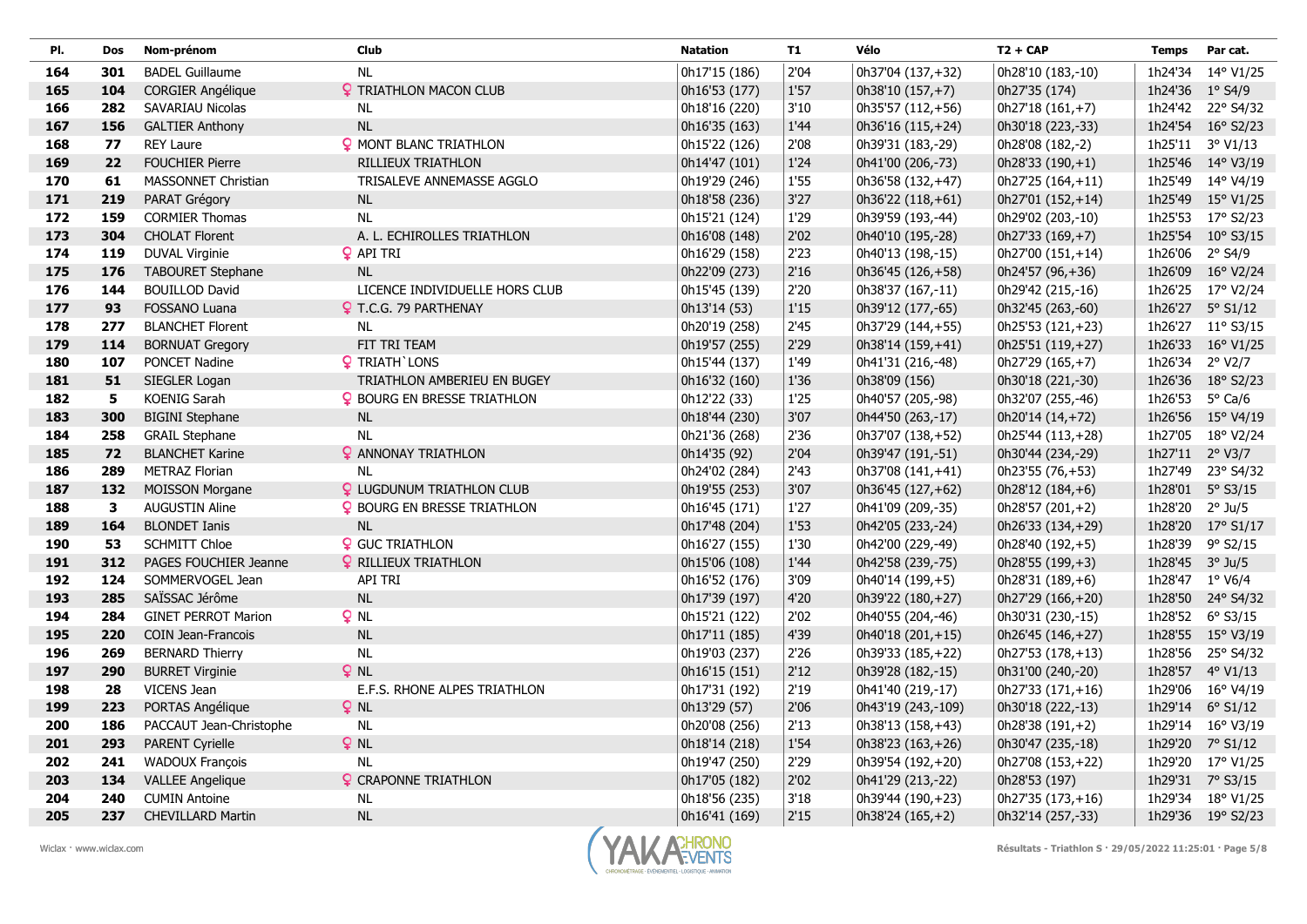| Pl. | Dos | Nom-prénom | Club | Natation | T1 | Vélo | T2 + CAP | Temps | Par cat. |
|---|---|---|---|---|---|---|---|---|---|
| 164 | 301 | BADEL Guillaume | NL | 0h17'15 (186) | 2'04 | 0h37'04 (137,+32) | 0h28'10 (183,-10) | 1h24'34 | 14° V1/25 |
| 165 | 104 | CORGIER Angélique | ♀ TRIATHLON MACON CLUB | 0h16'53 (177) | 1'57 | 0h38'10 (157,+7) | 0h27'35 (174) | 1h24'36 | 1° S4/9 |
| 166 | 282 | SAVARIAU Nicolas | NL | 0h18'16 (220) | 3'10 | 0h35'57 (112,+56) | 0h27'18 (161,+7) | 1h24'42 | 22° S4/32 |
| 167 | 156 | GALTIER Anthony | NL | 0h16'35 (163) | 1'44 | 0h36'16 (115,+24) | 0h30'18 (223,-33) | 1h24'54 | 16° S2/23 |
| 168 | 77 | REY Laure | ♀ MONT BLANC TRIATHLON | 0h15'22 (126) | 2'08 | 0h39'31 (183,-29) | 0h28'08 (182,-2) | 1h25'11 | 3° V1/13 |
| 169 | 22 | FOUCHIER Pierre | RILLIEUX TRIATHLON | 0h14'47 (101) | 1'24 | 0h41'00 (206,-73) | 0h28'33 (190,+1) | 1h25'46 | 14° V3/19 |
| 170 | 61 | MASSONNET Christian | TRISALEVE ANNEMASSE AGGLO | 0h19'29 (246) | 1'55 | 0h36'58 (132,+47) | 0h27'25 (164,+11) | 1h25'49 | 14° V4/19 |
| 171 | 219 | PARAT Grégory | NL | 0h18'58 (236) | 3'27 | 0h36'22 (118,+61) | 0h27'01 (152,+14) | 1h25'49 | 15° V1/25 |
| 172 | 159 | CORMIER Thomas | NL | 0h15'21 (124) | 1'29 | 0h39'59 (193,-44) | 0h29'02 (203,-10) | 1h25'53 | 17° S2/23 |
| 173 | 304 | CHOLAT Florent | A. L. ECHIROLLES TRIATHLON | 0h16'08 (148) | 2'02 | 0h40'10 (195,-28) | 0h27'33 (169,+7) | 1h25'54 | 10° S3/15 |
| 174 | 119 | DUVAL Virginie | ♀ API TRI | 0h16'29 (158) | 2'23 | 0h40'13 (198,-15) | 0h27'00 (151,+14) | 1h26'06 | 2° S4/9 |
| 175 | 176 | TABOURET Stephane | NL | 0h22'09 (273) | 2'16 | 0h36'45 (126,+58) | 0h24'57 (96,+36) | 1h26'09 | 16° V2/24 |
| 176 | 144 | BOUILLOD David | LICENCE INDIVIDUELLE HORS CLUB | 0h15'45 (139) | 2'20 | 0h38'37 (167,-11) | 0h29'42 (215,-16) | 1h26'25 | 17° V2/24 |
| 177 | 93 | FOSSANO Luana | ♀ T.C.G. 79 PARTHENAY | 0h13'14 (53) | 1'15 | 0h39'12 (177,-65) | 0h32'45 (263,-60) | 1h26'27 | 5° S1/12 |
| 178 | 277 | BLANCHET Florent | NL | 0h20'19 (258) | 2'45 | 0h37'29 (144,+55) | 0h25'53 (121,+23) | 1h26'27 | 11° S3/15 |
| 179 | 114 | BORNUAT Gregory | FIT TRI TEAM | 0h19'57 (255) | 2'29 | 0h38'14 (159,+41) | 0h25'51 (119,+27) | 1h26'33 | 16° V1/25 |
| 180 | 107 | PONCET Nadine | ♀ TRIATH`LONS | 0h15'44 (137) | 1'49 | 0h41'31 (216,-48) | 0h27'29 (165,+7) | 1h26'34 | 2° V2/7 |
| 181 | 51 | SIEGLER Logan | TRIATHLON AMBERIEU EN BUGEY | 0h16'32 (160) | 1'36 | 0h38'09 (156) | 0h30'18 (221,-30) | 1h26'36 | 18° S2/23 |
| 182 | 5 | KOENIG Sarah | ♀ BOURG EN BRESSE TRIATHLON | 0h12'22 (33) | 1'25 | 0h40'57 (205,-98) | 0h32'07 (255,-46) | 1h26'53 | 5° Ca/6 |
| 183 | 300 | BIGINI Stephane | NL | 0h18'44 (230) | 3'07 | 0h44'50 (263,-17) | 0h20'14 (14,+72) | 1h26'56 | 15° V4/19 |
| 184 | 258 | GRAIL Stephane | NL | 0h21'36 (268) | 2'36 | 0h37'07 (138,+52) | 0h25'44 (113,+28) | 1h27'05 | 18° V2/24 |
| 185 | 72 | BLANCHET Karine | ♀ ANNONAY TRIATHLON | 0h14'35 (92) | 2'04 | 0h39'47 (191,-51) | 0h30'44 (234,-29) | 1h27'11 | 2° V3/7 |
| 186 | 289 | METRAZ Florian | NL | 0h24'02 (284) | 2'43 | 0h37'08 (141,+41) | 0h23'55 (76,+53) | 1h27'49 | 23° S4/32 |
| 187 | 132 | MOISSON Morgane | ♀ LUGDUNUM TRIATHLON CLUB | 0h19'55 (253) | 3'07 | 0h36'45 (127,+62) | 0h28'12 (184,+6) | 1h28'01 | 5° S3/15 |
| 188 | 3 | AUGUSTIN Aline | ♀ BOURG EN BRESSE TRIATHLON | 0h16'45 (171) | 1'27 | 0h41'09 (209,-35) | 0h28'57 (201,+2) | 1h28'20 | 2° Ju/5 |
| 189 | 164 | BLONDET Ianis | NL | 0h17'48 (204) | 1'53 | 0h42'05 (233,-24) | 0h26'33 (134,+29) | 1h28'20 | 17° S1/17 |
| 190 | 53 | SCHMITT Chloe | ♀ GUC TRIATHLON | 0h16'27 (155) | 1'30 | 0h42'00 (229,-49) | 0h28'40 (192,+5) | 1h28'39 | 9° S2/15 |
| 191 | 312 | PAGES FOUCHIER Jeanne | ♀ RILLIEUX TRIATHLON | 0h15'06 (108) | 1'44 | 0h42'58 (239,-75) | 0h28'55 (199,+3) | 1h28'45 | 3° Ju/5 |
| 192 | 124 | SOMMERVOGEL Jean | API TRI | 0h16'52 (176) | 3'09 | 0h40'14 (199,+5) | 0h28'31 (189,+6) | 1h28'47 | 1° V6/4 |
| 193 | 285 | SAÏSSAC Jérôme | NL | 0h17'39 (197) | 4'20 | 0h39'22 (180,+27) | 0h27'29 (166,+20) | 1h28'50 | 24° S4/32 |
| 194 | 284 | GINET PERROT Marion | ♀ NL | 0h15'21 (122) | 2'02 | 0h40'55 (204,-46) | 0h30'31 (230,-15) | 1h28'52 | 6° S3/15 |
| 195 | 220 | COIN Jean-Francois | NL | 0h17'11 (185) | 4'39 | 0h40'18 (201,+15) | 0h26'45 (146,+27) | 1h28'55 | 15° V3/19 |
| 196 | 269 | BERNARD Thierry | NL | 0h19'03 (237) | 2'26 | 0h39'33 (185,+22) | 0h27'53 (178,+13) | 1h28'56 | 25° S4/32 |
| 197 | 290 | BURRET Virginie | ♀ NL | 0h16'15 (151) | 2'12 | 0h39'28 (182,-15) | 0h31'00 (240,-20) | 1h28'57 | 4° V1/13 |
| 198 | 28 | VICENS Jean | E.F.S. RHONE ALPES TRIATHLON | 0h17'31 (192) | 2'19 | 0h41'40 (219,-17) | 0h27'33 (171,+16) | 1h29'06 | 16° V4/19 |
| 199 | 223 | PORTAS Angélique | ♀ NL | 0h13'29 (57) | 2'06 | 0h43'19 (243,-109) | 0h30'18 (222,-13) | 1h29'14 | 6° S1/12 |
| 200 | 186 | PACCAUT Jean-Christophe | NL | 0h20'08 (256) | 2'13 | 0h38'13 (158,+43) | 0h28'38 (191,+2) | 1h29'14 | 16° V3/19 |
| 201 | 293 | PARENT Cyrielle | ♀ NL | 0h18'14 (218) | 1'54 | 0h38'23 (163,+26) | 0h30'47 (235,-18) | 1h29'20 | 7° S1/12 |
| 202 | 241 | WADOUX François | NL | 0h19'47 (250) | 2'29 | 0h39'54 (192,+20) | 0h27'08 (153,+22) | 1h29'20 | 17° V1/25 |
| 203 | 134 | VALLEE Angelique | ♀ CRAPONNE TRIATHLON | 0h17'05 (182) | 2'02 | 0h41'29 (213,-22) | 0h28'53 (197) | 1h29'31 | 7° S3/15 |
| 204 | 240 | CUMIN Antoine | NL | 0h18'56 (235) | 3'18 | 0h39'44 (190,+23) | 0h27'35 (173,+16) | 1h29'34 | 18° V1/25 |
| 205 | 237 | CHEVILLARD Martin | NL | 0h16'41 (169) | 2'15 | 0h38'24 (165,+2) | 0h32'14 (257,-33) | 1h29'36 | 19° S2/23 |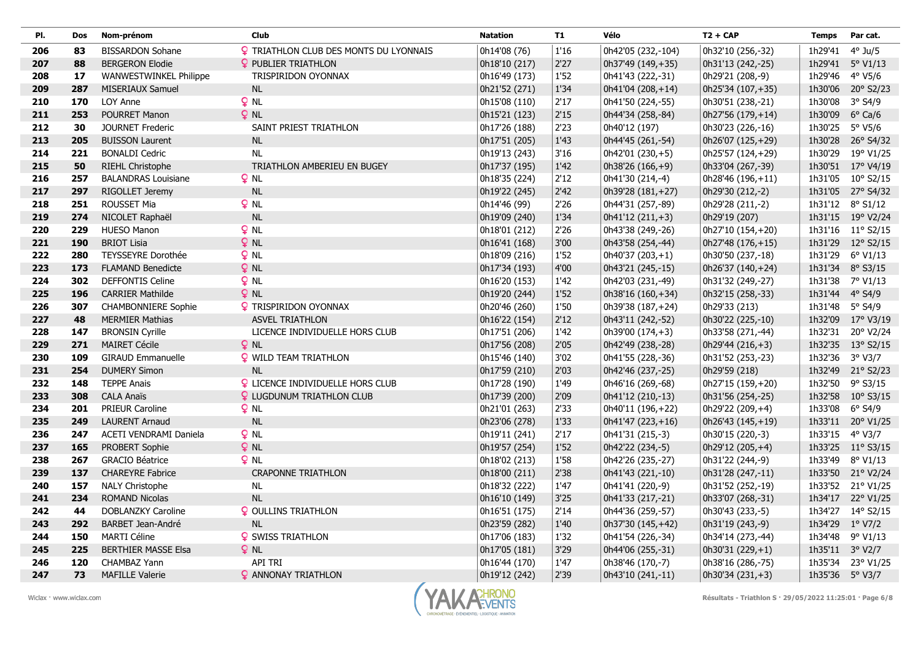| Pl. | Dos | Nom-prénom | Club | Natation | T1 | Vélo | T2 + CAP | Temps | Par cat. |
|---|---|---|---|---|---|---|---|---|---|
| 206 | 83 | BISSARDON Sohane | ♀ TRIATHLON CLUB DES MONTS DU LYONNAIS | 0h14'08 (76) | 1'16 | 0h42'05 (232,-104) | 0h32'10 (256,-32) | 1h29'41 | 4° Ju/5 |
| 207 | 88 | BERGERON Elodie | ♀ PUBLIER TRIATHLON | 0h18'10 (217) | 2'27 | 0h37'49 (149,+35) | 0h31'13 (242,-25) | 1h29'41 | 5° V1/13 |
| 208 | 17 | WANWESTWINKEL Philippe | TRISPIRIDON OYONNAX | 0h16'49 (173) | 1'52 | 0h41'43 (222,-31) | 0h29'21 (208,-9) | 1h29'46 | 4° V5/6 |
| 209 | 287 | MISERIAUX Samuel | NL | 0h21'52 (271) | 1'34 | 0h41'04 (208,+14) | 0h25'34 (107,+35) | 1h30'06 | 20° S2/23 |
| 210 | 170 | LOY Anne | ♀ NL | 0h15'08 (110) | 2'17 | 0h41'50 (224,-55) | 0h30'51 (238,-21) | 1h30'08 | 3° S4/9 |
| 211 | 253 | POURRET Manon | ♀ NL | 0h15'21 (123) | 2'15 | 0h44'34 (258,-84) | 0h27'56 (179,+14) | 1h30'09 | 6° Ca/6 |
| 212 | 30 | JOURNET Frederic | SAINT PRIEST TRIATHLON | 0h17'26 (188) | 2'23 | 0h40'12 (197) | 0h30'23 (226,-16) | 1h30'25 | 5° V5/6 |
| 213 | 205 | BUISSON Laurent | NL | 0h17'51 (205) | 1'43 | 0h44'45 (261,-54) | 0h26'07 (125,+29) | 1h30'28 | 26° S4/32 |
| 214 | 221 | BONALDI Cedric | NL | 0h19'13 (243) | 3'16 | 0h42'01 (230,+5) | 0h25'57 (124,+29) | 1h30'29 | 19° V1/25 |
| 215 | 50 | RIEHL Christophe | TRIATHLON AMBERIEU EN BUGEY | 0h17'37 (195) | 1'42 | 0h38'26 (166,+9) | 0h33'04 (267,-39) | 1h30'51 | 17° V4/19 |
| 216 | 257 | BALANDRAS Louisiane | ♀ NL | 0h18'35 (224) | 2'12 | 0h41'30 (214,-4) | 0h28'46 (196,+11) | 1h31'05 | 10° S2/15 |
| 217 | 297 | RIGOLLET Jeremy | NL | 0h19'22 (245) | 2'42 | 0h39'28 (181,+27) | 0h29'30 (212,-2) | 1h31'05 | 27° S4/32 |
| 218 | 251 | ROUSSET Mia | ♀ NL | 0h14'46 (99) | 2'26 | 0h44'31 (257,-89) | 0h29'28 (211,-2) | 1h31'12 | 8° S1/12 |
| 219 | 274 | NICOLET Raphaël | NL | 0h19'09 (240) | 1'34 | 0h41'12 (211,+3) | 0h29'19 (207) | 1h31'15 | 19° V2/24 |
| 220 | 229 | HUESO Manon | ♀ NL | 0h18'01 (212) | 2'26 | 0h43'38 (249,-26) | 0h27'10 (154,+20) | 1h31'16 | 11° S2/15 |
| 221 | 190 | BRIOT Lisia | ♀ NL | 0h16'41 (168) | 3'00 | 0h43'58 (254,-44) | 0h27'48 (176,+15) | 1h31'29 | 12° S2/15 |
| 222 | 280 | TEYSSEYRE Dorothée | ♀ NL | 0h18'09 (216) | 1'52 | 0h40'37 (203,+1) | 0h30'50 (237,-18) | 1h31'29 | 6° V1/13 |
| 223 | 173 | FLAMAND Benedicte | ♀ NL | 0h17'34 (193) | 4'00 | 0h43'21 (245,-15) | 0h26'37 (140,+24) | 1h31'34 | 8° S3/15 |
| 224 | 302 | DEFFONTIS Celine | ♀ NL | 0h16'20 (153) | 1'42 | 0h42'03 (231,-49) | 0h31'32 (249,-27) | 1h31'38 | 7° V1/13 |
| 225 | 196 | CARRIER Mathilde | ♀ NL | 0h19'20 (244) | 1'52 | 0h38'16 (160,+34) | 0h32'15 (258,-33) | 1h31'44 | 4° S4/9 |
| 226 | 307 | CHAMBONNIERE Sophie | ♀ TRISPIRIDON OYONNAX | 0h20'46 (260) | 1'50 | 0h39'38 (187,+24) | 0h29'33 (213) | 1h31'48 | 5° S4/9 |
| 227 | 48 | MERMIER Mathias | ASVEL TRIATHLON | 0h16'22 (154) | 2'12 | 0h43'11 (242,-52) | 0h30'22 (225,-10) | 1h32'09 | 17° V3/19 |
| 228 | 147 | BRONSIN Cyrille | LICENCE INDIVIDUELLE HORS CLUB | 0h17'51 (206) | 1'42 | 0h39'00 (174,+3) | 0h33'58 (271,-44) | 1h32'31 | 20° V2/24 |
| 229 | 271 | MAIRET Cécile | ♀ NL | 0h17'56 (208) | 2'05 | 0h42'49 (238,-28) | 0h29'44 (216,+3) | 1h32'35 | 13° S2/15 |
| 230 | 109 | GIRAUD Emmanuelle | ♀ WILD TEAM TRIATHLON | 0h15'46 (140) | 3'02 | 0h41'55 (228,-36) | 0h31'52 (253,-23) | 1h32'36 | 3° V3/7 |
| 231 | 254 | DUMERY Simon | NL | 0h17'59 (210) | 2'03 | 0h42'46 (237,-25) | 0h29'59 (218) | 1h32'49 | 21° S2/23 |
| 232 | 148 | TEPPE Anais | ♀ LICENCE INDIVIDUELLE HORS CLUB | 0h17'28 (190) | 1'49 | 0h46'16 (269,-68) | 0h27'15 (159,+20) | 1h32'50 | 9° S3/15 |
| 233 | 308 | CALA Anaïs | ♀ LUGDUNUM TRIATHLON CLUB | 0h17'39 (200) | 2'09 | 0h41'12 (210,-13) | 0h31'56 (254,-25) | 1h32'58 | 10° S3/15 |
| 234 | 201 | PRIEUR Caroline | ♀ NL | 0h21'01 (263) | 2'33 | 0h40'11 (196,+22) | 0h29'22 (209,+4) | 1h33'08 | 6° S4/9 |
| 235 | 249 | LAURENT Arnaud | NL | 0h23'06 (278) | 1'33 | 0h41'47 (223,+16) | 0h26'43 (145,+19) | 1h33'11 | 20° V1/25 |
| 236 | 247 | ACETI VENDRAMI Daniela | ♀ NL | 0h19'11 (241) | 2'17 | 0h41'31 (215,-3) | 0h30'15 (220,-3) | 1h33'15 | 4° V3/7 |
| 237 | 165 | PROBERT Sophie | ♀ NL | 0h19'57 (254) | 1'52 | 0h42'22 (234,-5) | 0h29'12 (205,+4) | 1h33'25 | 11° S3/15 |
| 238 | 267 | GRACIO Béatrice | ♀ NL | 0h18'02 (213) | 1'58 | 0h42'26 (235,-27) | 0h31'22 (244,-9) | 1h33'49 | 8° V1/13 |
| 239 | 137 | CHAREYRE Fabrice | CRAPONNE TRIATHLON | 0h18'00 (211) | 2'38 | 0h41'43 (221,-10) | 0h31'28 (247,-11) | 1h33'50 | 21° V2/24 |
| 240 | 157 | NALY Christophe | NL | 0h18'32 (222) | 1'47 | 0h41'41 (220,-9) | 0h31'52 (252,-19) | 1h33'52 | 21° V1/25 |
| 241 | 234 | ROMAND Nicolas | NL | 0h16'10 (149) | 3'25 | 0h41'33 (217,-21) | 0h33'07 (268,-31) | 1h34'17 | 22° V1/25 |
| 242 | 44 | DOBLANZKY Caroline | ♀ OULLINS TRIATHLON | 0h16'51 (175) | 2'14 | 0h44'36 (259,-57) | 0h30'43 (233,-5) | 1h34'27 | 14° S2/15 |
| 243 | 292 | BARBET Jean-André | NL | 0h23'59 (282) | 1'40 | 0h37'30 (145,+42) | 0h31'19 (243,-9) | 1h34'29 | 1° V7/2 |
| 244 | 150 | MARTI Céline | ♀ SWISS TRIATHLON | 0h17'06 (183) | 1'32 | 0h41'54 (226,-34) | 0h34'14 (273,-44) | 1h34'48 | 9° V1/13 |
| 245 | 225 | BERTHIER MASSE Elsa | ♀ NL | 0h17'05 (181) | 3'29 | 0h44'06 (255,-31) | 0h30'31 (229,+1) | 1h35'11 | 3° V2/7 |
| 246 | 120 | CHAMBAZ Yann | API TRI | 0h16'44 (170) | 1'47 | 0h38'46 (170,-7) | 0h38'16 (286,-75) | 1h35'34 | 23° V1/25 |
| 247 | 73 | MAFILLE Valerie | ♀ ANNONAY TRIATHLON | 0h19'12 (242) | 2'39 | 0h43'10 (241,-11) | 0h30'34 (231,+3) | 1h35'36 | 5° V3/7 |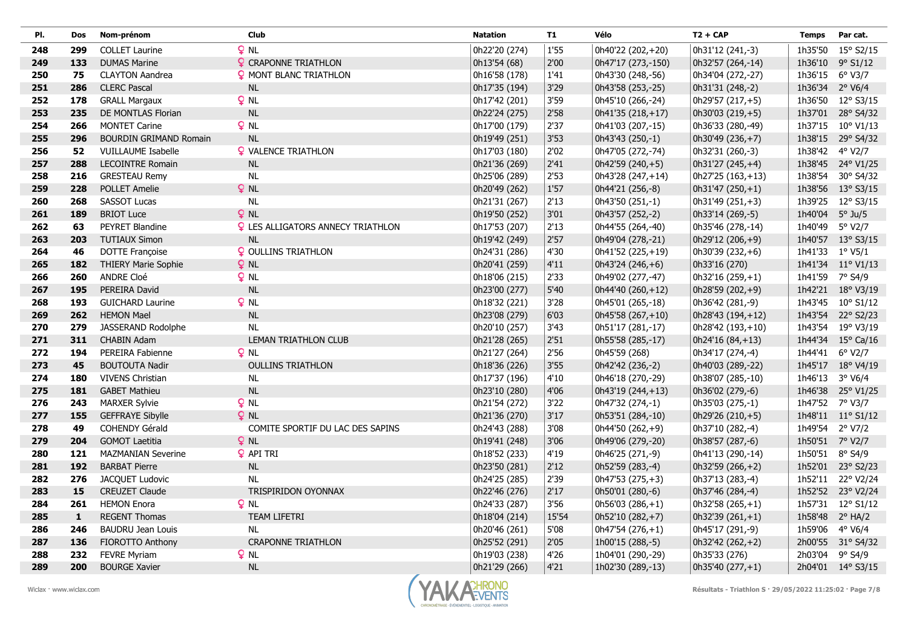| Pl. | Dos | Nom-prénom | Club | Natation | T1 | Vélo | T2 + CAP | Temps | Par cat. |
|---|---|---|---|---|---|---|---|---|---|
| 248 | 299 | COLLET Laurine | ♀ NL | 0h22'20 (274) | 1'55 | 0h40'22 (202,+20) | 0h31'12 (241,-3) | 1h35'50 | 15° S2/15 |
| 249 | 133 | DUMAS Marine | ♀ CRAPONNE TRIATHLON | 0h13'54 (68) | 2'00 | 0h47'17 (273,-150) | 0h32'57 (264,-14) | 1h36'10 | 9° S1/12 |
| 250 | 75 | CLAYTON Aandrea | ♀ MONT BLANC TRIATHLON | 0h16'58 (178) | 1'41 | 0h43'30 (248,-56) | 0h34'04 (272,-27) | 1h36'15 | 6° V3/7 |
| 251 | 286 | CLERC Pascal | NL | 0h17'35 (194) | 3'29 | 0h43'58 (253,-25) | 0h31'31 (248,-2) | 1h36'34 | 2° V6/4 |
| 252 | 178 | GRALL Margaux | ♀ NL | 0h17'42 (201) | 3'59 | 0h45'10 (266,-24) | 0h29'57 (217,+5) | 1h36'50 | 12° S3/15 |
| 253 | 235 | DE MONTLAS Florian | NL | 0h22'24 (275) | 2'58 | 0h41'35 (218,+17) | 0h30'03 (219,+5) | 1h37'01 | 28° S4/32 |
| 254 | 266 | MONTET Carine | ♀ NL | 0h17'00 (179) | 2'37 | 0h41'03 (207,-15) | 0h36'33 (280,-49) | 1h37'15 | 10° V1/13 |
| 255 | 296 | BOURDIN GRIMAND Romain | NL | 0h19'49 (251) | 3'53 | 0h43'43 (250,-1) | 0h30'49 (236,+7) | 1h38'15 | 29° S4/32 |
| 256 | 52 | VUILLAUME Isabelle | ♀ VALENCE TRIATHLON | 0h17'03 (180) | 2'02 | 0h47'05 (272,-74) | 0h32'31 (260,-3) | 1h38'42 | 4° V2/7 |
| 257 | 288 | LECOINTRE Romain | NL | 0h21'36 (269) | 2'41 | 0h42'59 (240,+5) | 0h31'27 (245,+4) | 1h38'45 | 24° V1/25 |
| 258 | 216 | GRESTEAU Remy | NL | 0h25'06 (289) | 2'53 | 0h43'28 (247,+14) | 0h27'25 (163,+13) | 1h38'54 | 30° S4/32 |
| 259 | 228 | POLLET Amelie | ♀ NL | 0h20'49 (262) | 1'57 | 0h44'21 (256,-8) | 0h31'47 (250,+1) | 1h38'56 | 13° S3/15 |
| 260 | 268 | SASSOT Lucas | NL | 0h21'31 (267) | 2'13 | 0h43'50 (251,-1) | 0h31'49 (251,+3) | 1h39'25 | 12° S3/15 |
| 261 | 189 | BRIOT Luce | ♀ NL | 0h19'50 (252) | 3'01 | 0h43'57 (252,-2) | 0h33'14 (269,-5) | 1h40'04 | 5° Ju/5 |
| 262 | 63 | PEYRET Blandine | ♀ LES ALLIGATORS ANNECY TRIATHLON | 0h17'53 (207) | 2'13 | 0h44'55 (264,-40) | 0h35'46 (278,-14) | 1h40'49 | 5° V2/7 |
| 263 | 203 | TUTIAUX Simon | NL | 0h19'42 (249) | 2'57 | 0h49'04 (278,-21) | 0h29'12 (206,+9) | 1h40'57 | 13° S3/15 |
| 264 | 46 | DOTTE Françoise | ♀ OULLINS TRIATHLON | 0h24'31 (286) | 4'30 | 0h41'52 (225,+19) | 0h30'39 (232,+6) | 1h41'33 | 1° V5/1 |
| 265 | 182 | THIERY Marie Sophie | ♀ NL | 0h20'41 (259) | 4'11 | 0h43'24 (246,+6) | 0h33'16 (270) | 1h41'34 | 11° V1/13 |
| 266 | 260 | ANDRE Cloé | ♀ NL | 0h18'06 (215) | 2'33 | 0h49'02 (277,-47) | 0h32'16 (259,+1) | 1h41'59 | 7° S4/9 |
| 267 | 195 | PEREIRA David | NL | 0h23'00 (277) | 5'40 | 0h44'40 (260,+12) | 0h28'59 (202,+9) | 1h42'21 | 18° V3/19 |
| 268 | 193 | GUICHARD Laurine | ♀ NL | 0h18'32 (221) | 3'28 | 0h45'01 (265,-18) | 0h36'42 (281,-9) | 1h43'45 | 10° S1/12 |
| 269 | 262 | HEMON Mael | NL | 0h23'08 (279) | 6'03 | 0h45'58 (267,+10) | 0h28'43 (194,+12) | 1h43'54 | 22° S2/23 |
| 270 | 279 | JASSERAND Rodolphe | NL | 0h20'10 (257) | 3'43 | 0h51'17 (281,-17) | 0h28'42 (193,+10) | 1h43'54 | 19° V3/19 |
| 271 | 311 | CHABIN Adam | LEMAN TRIATHLON CLUB | 0h21'28 (265) | 2'51 | 0h55'58 (285,-17) | 0h24'16 (84,+13) | 1h44'34 | 15° Ca/16 |
| 272 | 194 | PEREIRA Fabienne | ♀ NL | 0h21'27 (264) | 2'56 | 0h45'59 (268) | 0h34'17 (274,-4) | 1h44'41 | 6° V2/7 |
| 273 | 45 | BOUTOUTA Nadir | OULLINS TRIATHLON | 0h18'36 (226) | 3'55 | 0h42'42 (236,-2) | 0h40'03 (289,-22) | 1h45'17 | 18° V4/19 |
| 274 | 180 | VIVENS Christian | NL | 0h17'37 (196) | 4'10 | 0h46'18 (270,-29) | 0h38'07 (285,-10) | 1h46'13 | 3° V6/4 |
| 275 | 181 | GABET Mathieu | NL | 0h23'10 (280) | 4'06 | 0h43'19 (244,+13) | 0h36'02 (279,-6) | 1h46'38 | 25° V1/25 |
| 276 | 243 | MARXER Sylvie | ♀ NL | 0h21'54 (272) | 3'22 | 0h47'32 (274,-1) | 0h35'03 (275,-1) | 1h47'52 | 7° V3/7 |
| 277 | 155 | GEFFRAYE Sibylle | ♀ NL | 0h21'36 (270) | 3'17 | 0h53'51 (284,-10) | 0h29'26 (210,+5) | 1h48'11 | 11° S1/12 |
| 278 | 49 | COHENDY Gérald | COMITE SPORTIF DU LAC DES SAPINS | 0h24'43 (288) | 3'08 | 0h44'50 (262,+9) | 0h37'10 (282,-4) | 1h49'54 | 2° V7/2 |
| 279 | 204 | GOMOT Laetitia | ♀ NL | 0h19'41 (248) | 3'06 | 0h49'06 (279,-20) | 0h38'57 (287,-6) | 1h50'51 | 7° V2/7 |
| 280 | 121 | MAZMANIAN Severine | ♀ API TRI | 0h18'52 (233) | 4'19 | 0h46'25 (271,-9) | 0h41'13 (290,-14) | 1h50'51 | 8° S4/9 |
| 281 | 192 | BARBAT Pierre | NL | 0h23'50 (281) | 2'12 | 0h52'59 (283,-4) | 0h32'59 (266,+2) | 1h52'01 | 23° S2/23 |
| 282 | 276 | JACQUET Ludovic | NL | 0h24'25 (285) | 2'39 | 0h47'53 (275,+3) | 0h37'13 (283,-4) | 1h52'11 | 22° V2/24 |
| 283 | 15 | CREUZET Claude | TRISPIRIDON OYONNAX | 0h22'46 (276) | 2'17 | 0h50'01 (280,-6) | 0h37'46 (284,-4) | 1h52'52 | 23° V2/24 |
| 284 | 261 | HEMON Enora | ♀ NL | 0h24'33 (287) | 3'56 | 0h56'03 (286,+1) | 0h32'58 (265,+1) | 1h57'31 | 12° S1/12 |
| 285 | 1 | REGENT Thomas | TEAM LIFETRI | 0h18'04 (214) | 15'54 | 0h52'10 (282,+7) | 0h32'39 (261,+1) | 1h58'48 | 2° HA/2 |
| 286 | 246 | BAUDRU Jean Louis | NL | 0h20'46 (261) | 5'08 | 0h47'54 (276,+1) | 0h45'17 (291,-9) | 1h59'06 | 4° V6/4 |
| 287 | 136 | FIOROTTO Anthony | CRAPONNE TRIATHLON | 0h25'52 (291) | 2'05 | 1h00'15 (288,-5) | 0h32'42 (262,+2) | 2h00'55 | 31° S4/32 |
| 288 | 232 | FEVRE Myriam | ♀ NL | 0h19'03 (238) | 4'26 | 1h04'01 (290,-29) | 0h35'33 (276) | 2h03'04 | 9° S4/9 |
| 289 | 200 | BOURGE Xavier | NL | 0h21'29 (266) | 4'21 | 1h02'30 (289,-13) | 0h35'40 (277,+1) | 2h04'01 | 14° S3/15 |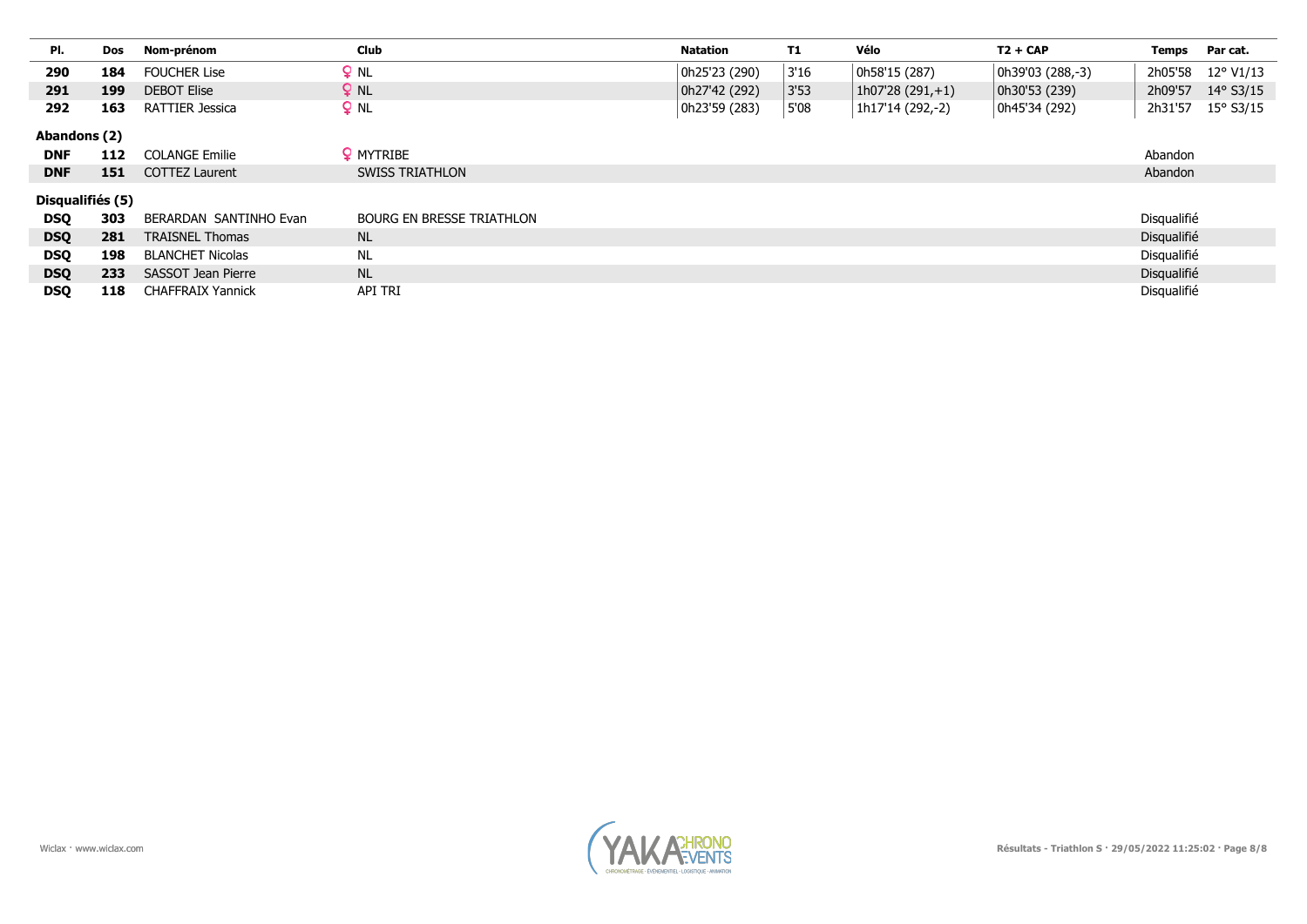| Pl. | Dos | Nom-prénom | Club | Natation | T1 | Vélo | T2 + CAP | Temps | Par cat. |
|---|---|---|---|---|---|---|---|---|---|
| **290** | **184** | FOUCHER Lise | ♀ NL | 0h25'23 (290) | 3'16 | 0h58'15 (287) | 0h39'03 (288,-3) | 2h05'58 | 12° V1/13 |
| **291** | **199** | DEBOT Elise | ♀ NL | 0h27'42 (292) | 3'53 | 1h07'28 (291,+1) | 0h30'53 (239) | 2h09'57 | 14° S3/15 |
| **292** | **163** | RATTIER Jessica | ♀ NL | 0h23'59 (283) | 5'08 | 1h17'14 (292,-2) | 0h45'34 (292) | 2h31'57 | 15° S3/15 |

**Abandons (2)**

| Pl. | Dos | Nom-prénom | Club | Temps |
|---|---|---|---|---|
| **DNF** | **112** | COLANGE Emilie | ♀ MYTRIBE | Abandon |
| **DNF** | **151** | COTTEZ Laurent | SWISS TRIATHLON | Abandon |

**Disqualifiés (5)**

| Pl. | Dos | Nom-prénom | Club | Temps |
|---|---|---|---|---|
| **DSQ** | **303** | BERARDAN SANTINHO Evan | BOURG EN BRESSE TRIATHLON | Disqualifié |
| **DSQ** | **281** | TRAISNEL Thomas | NL | Disqualifié |
| **DSQ** | **198** | BLANCHET Nicolas | NL | Disqualifié |
| **DSQ** | **233** | SASSOT Jean Pierre | NL | Disqualifié |
| **DSQ** | **118** | CHAFFRAIX Yannick | API TRI | Disqualifié |